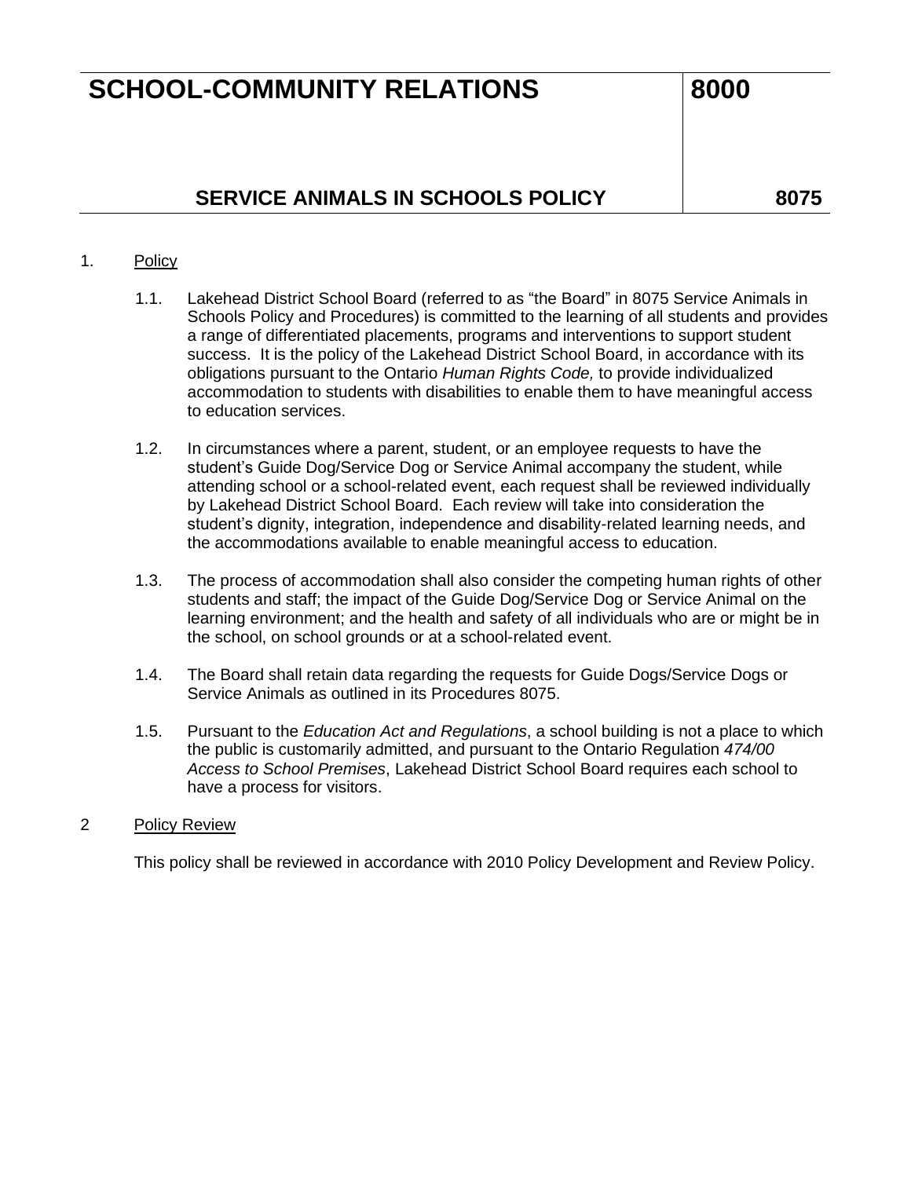# SCHOOL-COMMUNITY RELATIONS — 8000

## SERVICE ANIMALS IN SCHOOLS POLICY — 8075

1. Policy

   1.1. Lakehead District School Board (referred to as "the Board" in 8075 Service Animals in Schools Policy and Procedures) is committed to the learning of all students and provides a range of differentiated placements, programs and interventions to support student success. It is the policy of the Lakehead District School Board, in accordance with its obligations pursuant to the Ontario *Human Rights Code,* to provide individualized accommodation to students with disabilities to enable them to have meaningful access to education services.

   1.2. In circumstances where a parent, student, or an employee requests to have the student's Guide Dog/Service Dog or Service Animal accompany the student, while attending school or a school-related event, each request shall be reviewed individually by Lakehead District School Board. Each review will take into consideration the student's dignity, integration, independence and disability-related learning needs, and the accommodations available to enable meaningful access to education.

   1.3. The process of accommodation shall also consider the competing human rights of other students and staff; the impact of the Guide Dog/Service Dog or Service Animal on the learning environment; and the health and safety of all individuals who are or might be in the school, on school grounds or at a school-related event.

   1.4. The Board shall retain data regarding the requests for Guide Dogs/Service Dogs or Service Animals as outlined in its Procedures 8075.

   1.5. Pursuant to the *Education Act and Regulations*, a school building is not a place to which the public is customarily admitted, and pursuant to the Ontario Regulation *474/00 Access to School Premises*, Lakehead District School Board requires each school to have a process for visitors.

2 Policy Review

   This policy shall be reviewed in accordance with 2010 Policy Development and Review Policy.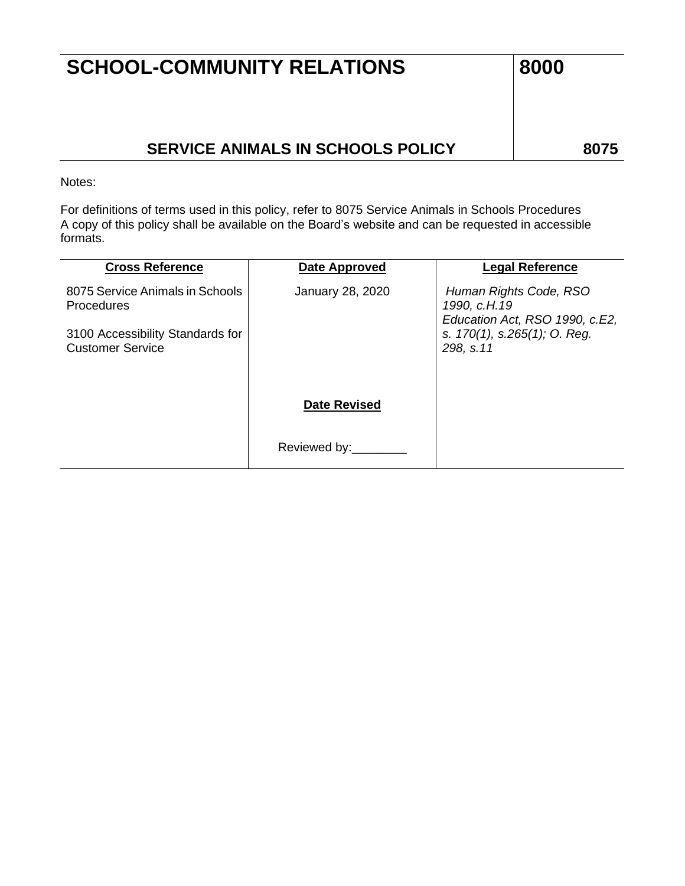# SCHOOL-COMMUNITY RELATIONS 8000

## SERVICE ANIMALS IN SCHOOLS POLICY 8075

Notes:

For definitions of terms used in this policy, refer to 8075 Service Animals in Schools Procedures
A copy of this policy shall be available on the Board's website and can be requested in accessible formats.

| Cross Reference | Date Approved | Legal Reference |
|---|---|---|
| 8075 Service Animals in Schools Procedures<br><br>3100 Accessibility Standards for Customer Service | January 28, 2020<br><br>**Date Revised**<br><br>Reviewed by:________ | *Human Rights Code, RSO 1990, c.H.19*<br>*Education Act, RSO 1990, c.E2, s. 170(1), s.265(1); O. Reg. 298, s.11* |